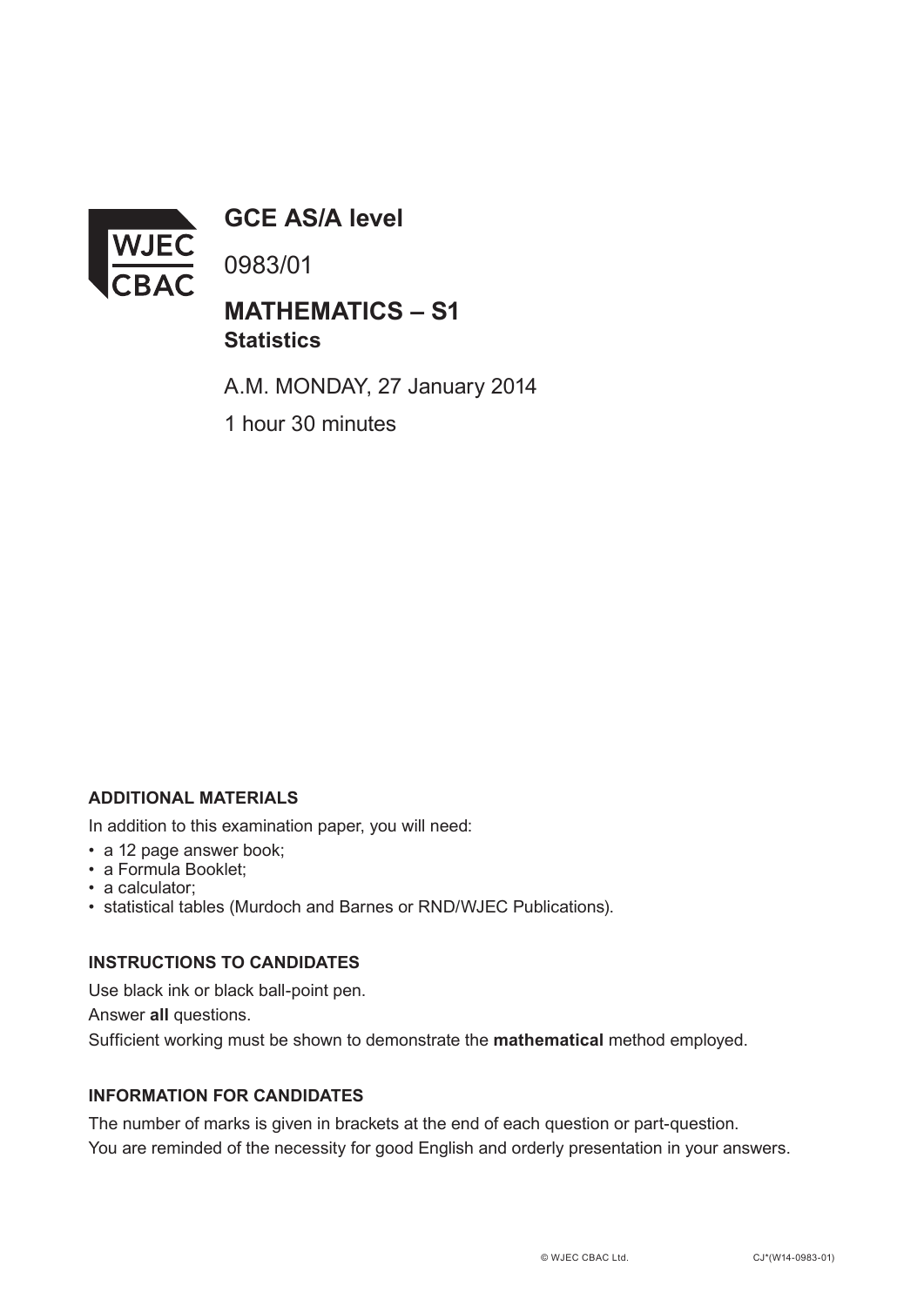WJEC CBAC

# GCE AS/A level

0983/01

## MATHEMATICS – S1
**Statistics**

A.M. MONDAY, 27 January 2014

1 hour 30 minutes

**ADDITIONAL MATERIALS**

In addition to this examination paper, you will need:

- a 12 page answer book;
- a Formula Booklet;
- a calculator;
- statistical tables (Murdoch and Barnes or RND/WJEC Publications).

**INSTRUCTIONS TO CANDIDATES**

Use black ink or black ball-point pen.

Answer **all** questions.

Sufficient working must be shown to demonstrate the **mathematical** method employed.

**INFORMATION FOR CANDIDATES**

The number of marks is given in brackets at the end of each question or part-question.

You are reminded of the necessity for good English and orderly presentation in your answers.

© WJEC CBAC Ltd. CJ*(W14-0983-01)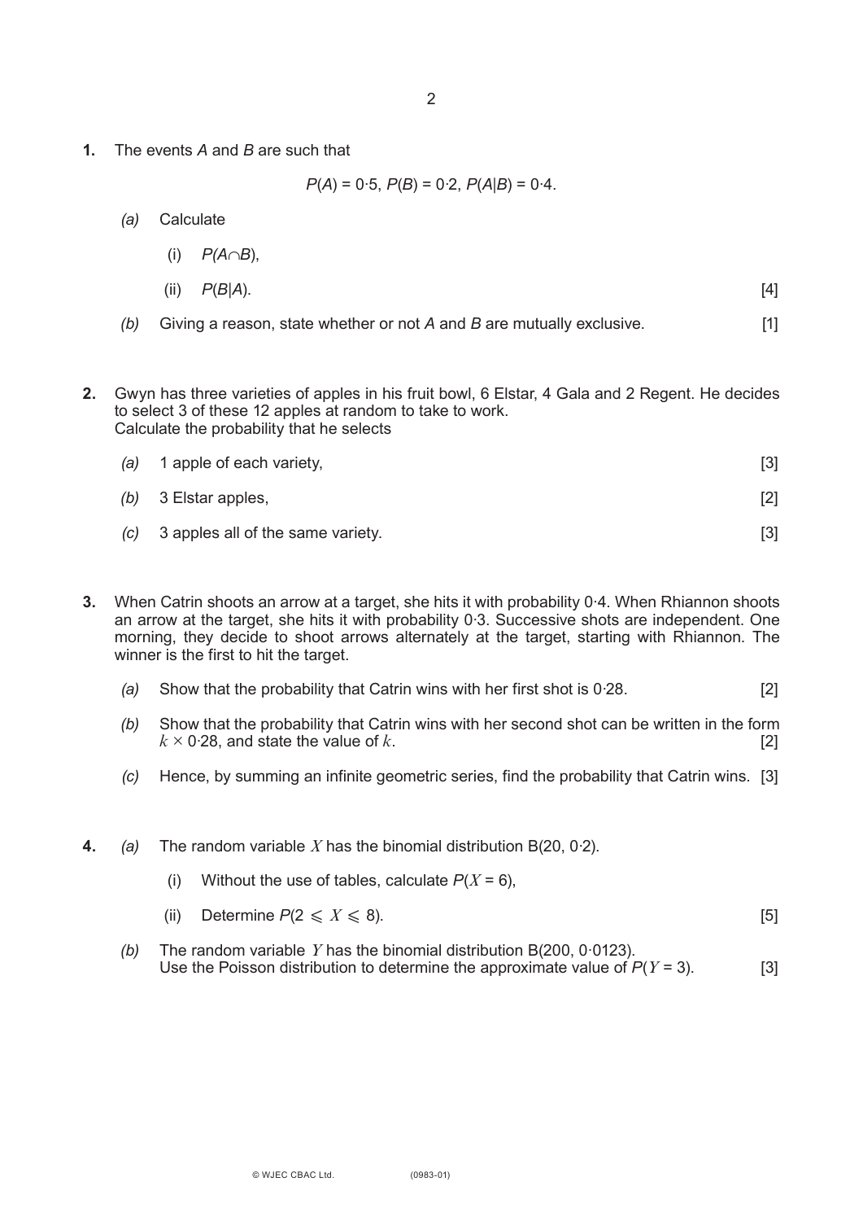**1.** The events $A$ and $B$ are such that

$$P(A) = 0{\cdot}5,\ P(B) = 0{\cdot}2,\ P(A|B) = 0{\cdot}4.$$

*(a)* Calculate

(i) $P(A \cap B)$,

(ii) $P(B|A)$. [4]

*(b)* Giving a reason, state whether or not $A$ and $B$ are mutually exclusive. [1]

**2.** Gwyn has three varieties of apples in his fruit bowl, 6 Elstar, 4 Gala and 2 Regent. He decides to select 3 of these 12 apples at random to take to work.
Calculate the probability that he selects

*(a)* 1 apple of each variety, [3]

*(b)* 3 Elstar apples, [2]

*(c)* 3 apples all of the same variety. [3]

**3.** When Catrin shoots an arrow at a target, she hits it with probability 0·4. When Rhiannon shoots an arrow at the target, she hits it with probability 0·3. Successive shots are independent. One morning, they decide to shoot arrows alternately at the target, starting with Rhiannon. The winner is the first to hit the target.

*(a)* Show that the probability that Catrin wins with her first shot is 0·28. [2]

*(b)* Show that the probability that Catrin wins with her second shot can be written in the form $k \times 0{\cdot}28$, and state the value of $k$. [2]

*(c)* Hence, by summing an infinite geometric series, find the probability that Catrin wins. [3]

**4.** *(a)* The random variable $X$ has the binomial distribution B(20, 0·2).

(i) Without the use of tables, calculate $P(X = 6)$,

(ii) Determine $P(2 \leqslant X \leqslant 8)$. [5]

*(b)* The random variable $Y$ has the binomial distribution B(200, 0·0123).
Use the Poisson distribution to determine the approximate value of $P(Y = 3)$. [3]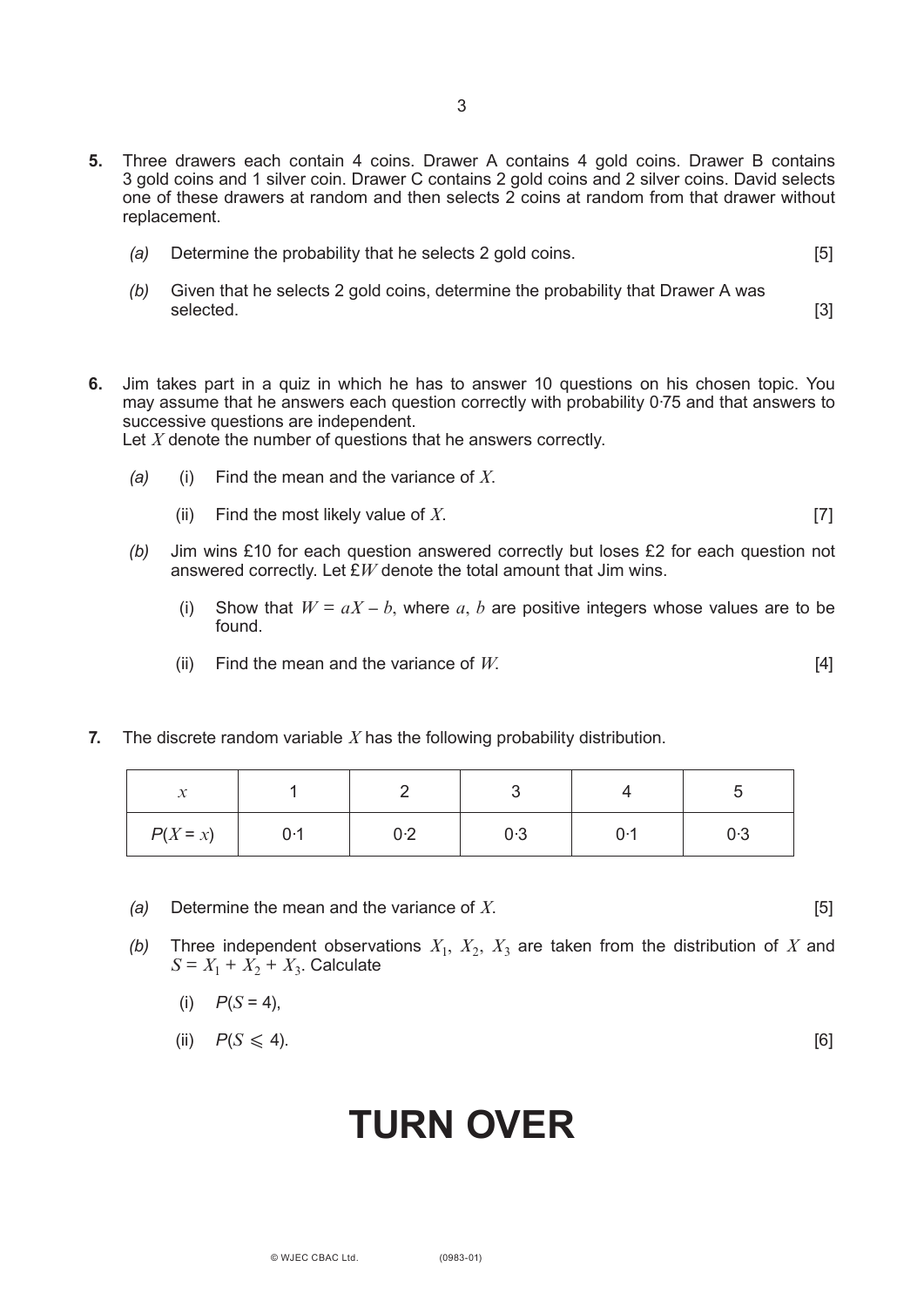**5.** Three drawers each contain 4 coins. Drawer A contains 4 gold coins. Drawer B contains 3 gold coins and 1 silver coin. Drawer C contains 2 gold coins and 2 silver coins. David selects one of these drawers at random and then selects 2 coins at random from that drawer without replacement.

*(a)* Determine the probability that he selects 2 gold coins. [5]

*(b)* Given that he selects 2 gold coins, determine the probability that Drawer A was selected. [3]

**6.** Jim takes part in a quiz in which he has to answer 10 questions on his chosen topic. You may assume that he answers each question correctly with probability 0·75 and that answers to successive questions are independent.
Let $X$ denote the number of questions that he answers correctly.

*(a)* (i) Find the mean and the variance of $X$.

(ii) Find the most likely value of $X$. [7]

*(b)* Jim wins £10 for each question answered correctly but loses £2 for each question not answered correctly. Let £$W$ denote the total amount that Jim wins.

(i) Show that $W = aX - b$, where $a$, $b$ are positive integers whose values are to be found.

(ii) Find the mean and the variance of $W$. [4]

**7.** The discrete random variable $X$ has the following probability distribution.

| $x$ | 1 | 2 | 3 | 4 | 5 |
|---|---|---|---|---|---|
| $P(X = x)$ | 0·1 | 0·2 | 0·3 | 0·1 | 0·3 |

*(a)* Determine the mean and the variance of $X$. [5]

*(b)* Three independent observations $X_1$, $X_2$, $X_3$ are taken from the distribution of $X$ and $S = X_1 + X_2 + X_3$. Calculate

(i) $P(S = 4)$,

(ii) $P(S \leqslant 4)$. [6]

# TURN OVER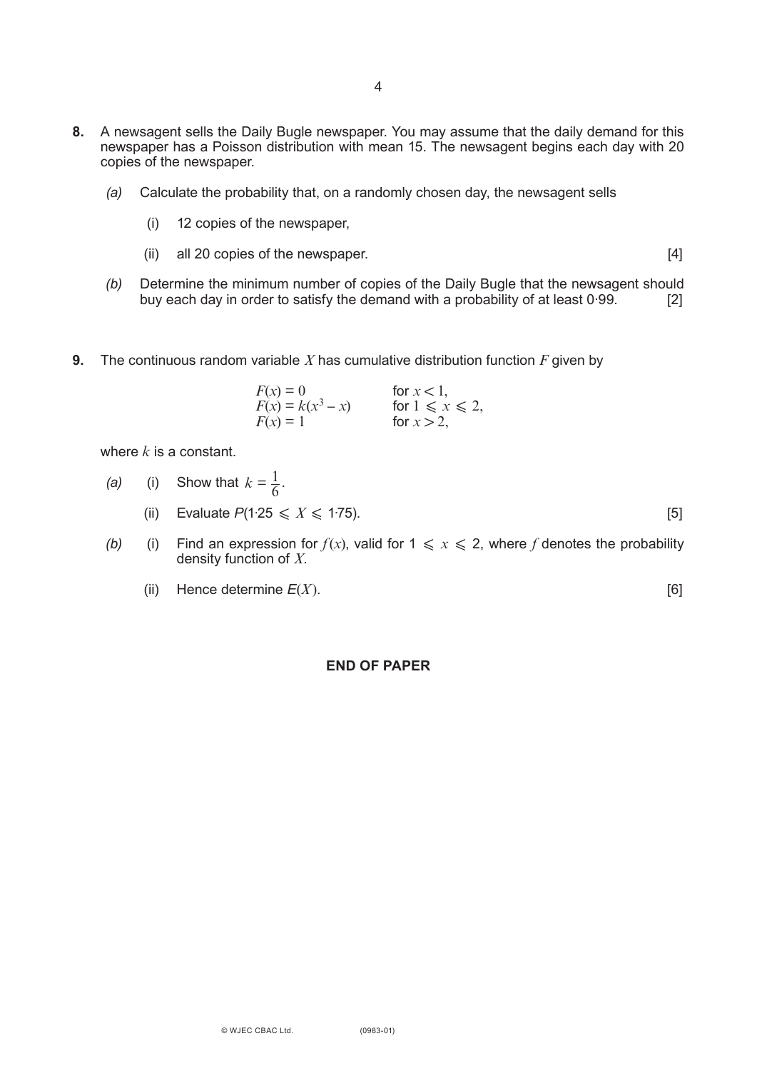**8.** A newsagent sells the Daily Bugle newspaper. You may assume that the daily demand for this newspaper has a Poisson distribution with mean 15. The newsagent begins each day with 20 copies of the newspaper.

*(a)* Calculate the probability that, on a randomly chosen day, the newsagent sells

(i) 12 copies of the newspaper,

(ii) all 20 copies of the newspaper. [4]

*(b)* Determine the minimum number of copies of the Daily Bugle that the newsagent should buy each day in order to satisfy the demand with a probability of at least 0·99. [2]

**9.** The continuous random variable $X$ has cumulative distribution function $F$ given by

$$
\begin{aligned}
F(x) &= 0 && \text{for } x < 1, \\
F(x) &= k(x^3 - x) && \text{for } 1 \leqslant x \leqslant 2, \\
F(x) &= 1 && \text{for } x > 2,
\end{aligned}
$$

where $k$ is a constant.

*(a)* (i) Show that $k = \dfrac{1}{6}$.

(ii) Evaluate $P(1{\cdot}25 \leqslant X \leqslant 1{\cdot}75)$. [5]

*(b)* (i) Find an expression for $f(x)$, valid for $1 \leqslant x \leqslant 2$, where $f$ denotes the probability density function of $X$.

(ii) Hence determine $E(X)$. [6]

**END OF PAPER**